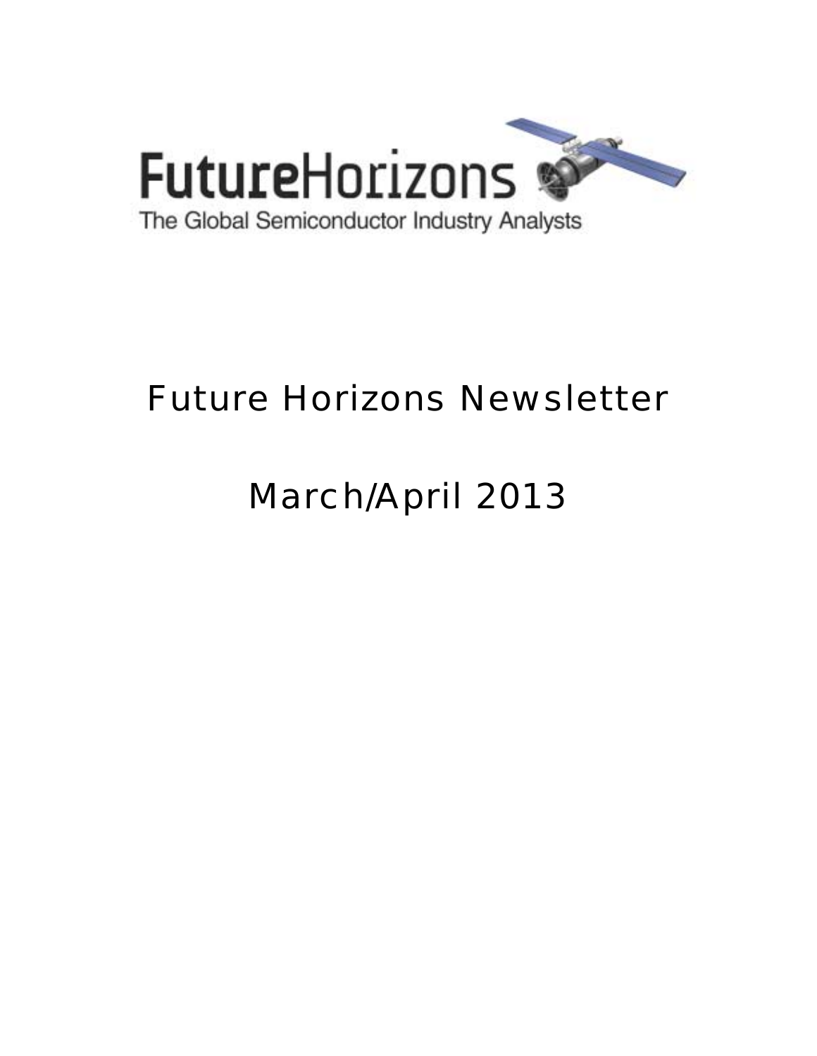FutureHorizons

The Global Semiconductor Industry Analysts

# Future Horizons Newsletter

# March/April 2013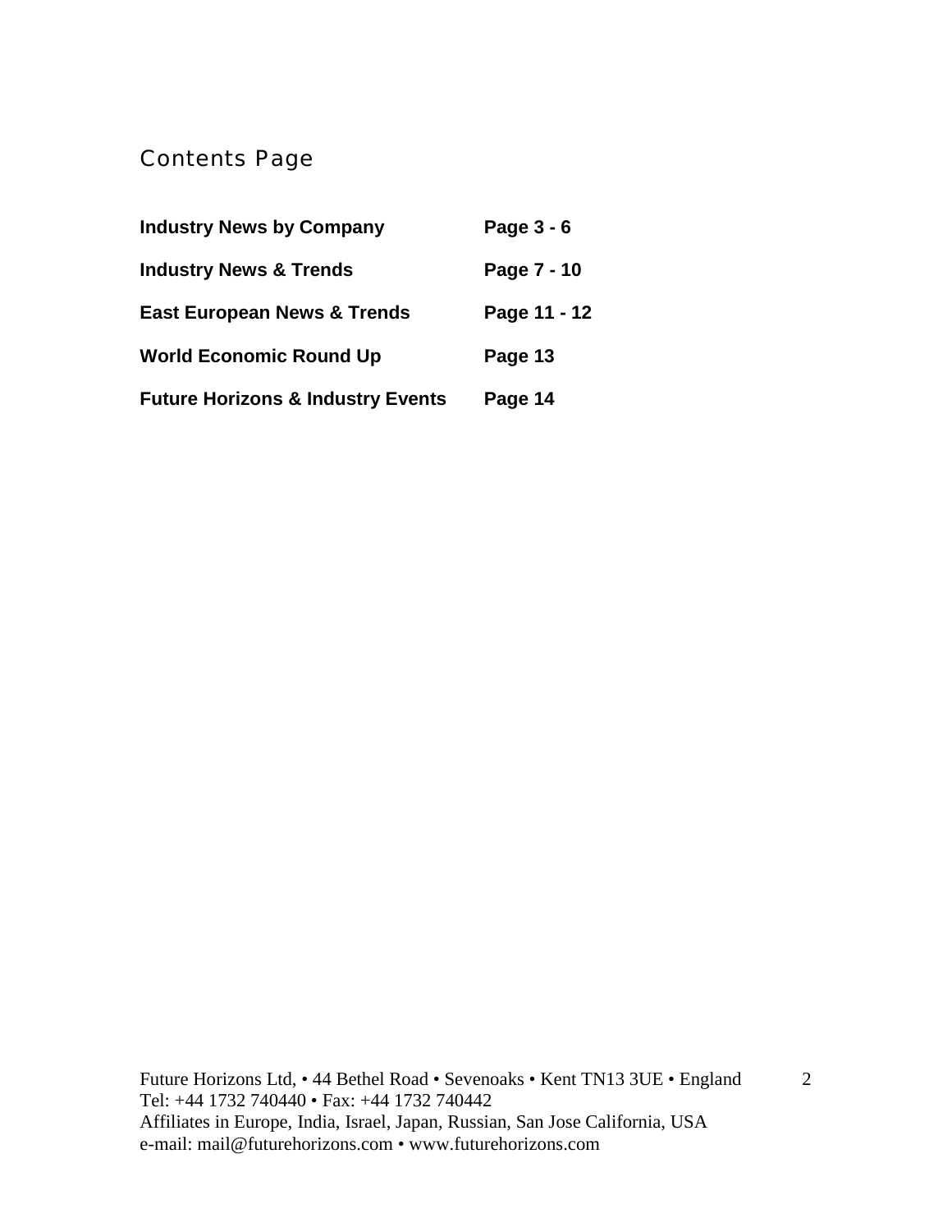# Contents Page

| | |
|---|---|
| **Industry News by Company** | **Page 3 - 6** |
| **Industry News & Trends** | **Page 7 - 10** |
| **East European News & Trends** | **Page 11 - 12** |
| **World Economic Round Up** | **Page 13** |
| **Future Horizons & Industry Events** | **Page 14** |

Future Horizons Ltd, • 44 Bethel Road • Sevenoaks • Kent TN13 3UE • England
Tel: +44 1732 740440 • Fax: +44 1732 740442
Affiliates in Europe, India, Israel, Japan, Russian, San Jose California, USA
e-mail: mail@futurehorizons.com • www.futurehorizons.com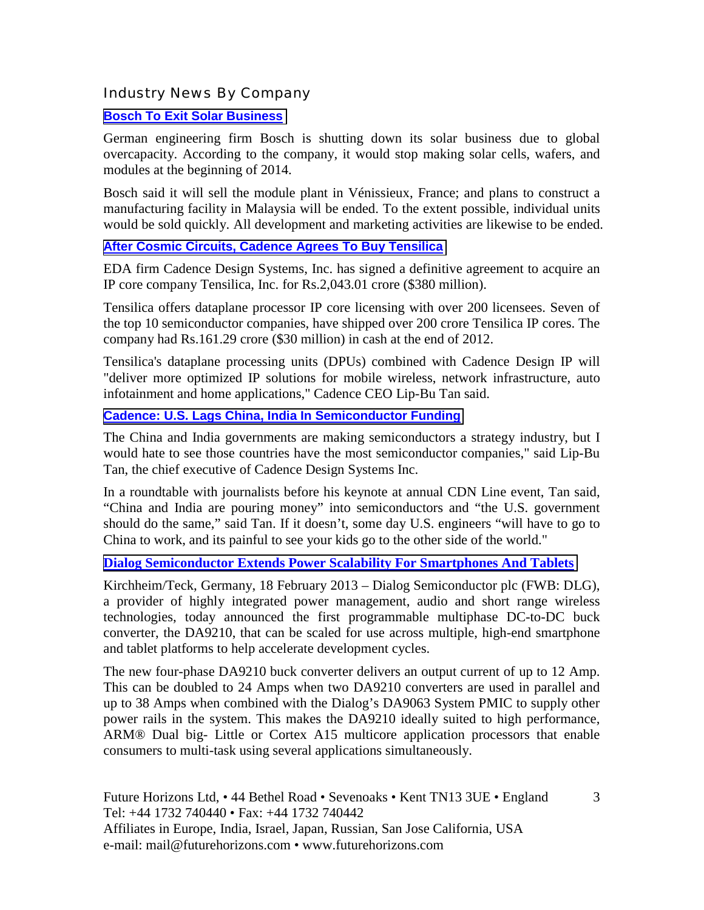## Industry News By Company

### Bosch To Exit Solar Business

German engineering firm Bosch is shutting down its solar business due to global overcapacity. According to the company, it would stop making solar cells, wafers, and modules at the beginning of 2014.

Bosch said it will sell the module plant in Vénissieux, France; and plans to construct a manufacturing facility in Malaysia will be ended. To the extent possible, individual units would be sold quickly. All development and marketing activities are likewise to be ended.

### After Cosmic Circuits, Cadence Agrees To Buy Tensilica

EDA firm Cadence Design Systems, Inc. has signed a definitive agreement to acquire an IP core company Tensilica, Inc. for Rs.2,043.01 crore ($380 million).

Tensilica offers dataplane processor IP core licensing with over 200 licensees. Seven of the top 10 semiconductor companies, have shipped over 200 crore Tensilica IP cores. The company had Rs.161.29 crore ($30 million) in cash at the end of 2012.

Tensilica's dataplane processing units (DPUs) combined with Cadence Design IP will "deliver more optimized IP solutions for mobile wireless, network infrastructure, auto infotainment and home applications," Cadence CEO Lip-Bu Tan said.

### Cadence: U.S. Lags China, India In Semiconductor Funding

The China and India governments are making semiconductors a strategy industry, but I would hate to see those countries have the most semiconductor companies," said Lip-Bu Tan, the chief executive of Cadence Design Systems Inc.

In a roundtable with journalists before his keynote at annual CDN Line event, Tan said, "China and India are pouring money" into semiconductors and "the U.S. government should do the same," said Tan. If it doesn't, some day U.S. engineers "will have to go to China to work, and its painful to see your kids go to the other side of the world."

### Dialog Semiconductor Extends Power Scalability For Smartphones And Tablets

Kirchheim/Teck, Germany, 18 February 2013 – Dialog Semiconductor plc (FWB: DLG), a provider of highly integrated power management, audio and short range wireless technologies, today announced the first programmable multiphase DC-to-DC buck converter, the DA9210, that can be scaled for use across multiple, high-end smartphone and tablet platforms to help accelerate development cycles.

The new four-phase DA9210 buck converter delivers an output current of up to 12 Amp. This can be doubled to 24 Amps when two DA9210 converters are used in parallel and up to 38 Amps when combined with the Dialog's DA9063 System PMIC to supply other power rails in the system. This makes the DA9210 ideally suited to high performance, ARM® Dual big- Little or Cortex A15 multicore application processors that enable consumers to multi-task using several applications simultaneously.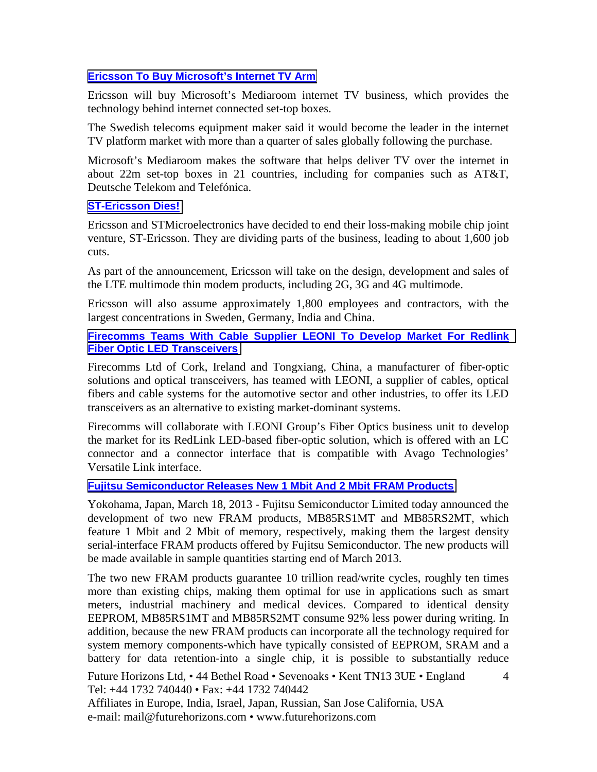### Ericsson To Buy Microsoft's Internet TV Arm

Ericsson will buy Microsoft's Mediaroom internet TV business, which provides the technology behind internet connected set-top boxes.

The Swedish telecoms equipment maker said it would become the leader in the internet TV platform market with more than a quarter of sales globally following the purchase.

Microsoft's Mediaroom makes the software that helps deliver TV over the internet in about 22m set-top boxes in 21 countries, including for companies such as AT&T, Deutsche Telekom and Telefónica.

### ST-Ericsson Dies!

Ericsson and STMicroelectronics have decided to end their loss-making mobile chip joint venture, ST-Ericsson. They are dividing parts of the business, leading to about 1,600 job cuts.

As part of the announcement, Ericsson will take on the design, development and sales of the LTE multimode thin modem products, including 2G, 3G and 4G multimode.

Ericsson will also assume approximately 1,800 employees and contractors, with the largest concentrations in Sweden, Germany, India and China.

### Firecomms Teams With Cable Supplier LEONI To Develop Market For Redlink Fiber Optic LED Transceivers

Firecomms Ltd of Cork, Ireland and Tongxiang, China, a manufacturer of fiber-optic solutions and optical transceivers, has teamed with LEONI, a supplier of cables, optical fibers and cable systems for the automotive sector and other industries, to offer its LED transceivers as an alternative to existing market-dominant systems.

Firecomms will collaborate with LEONI Group's Fiber Optics business unit to develop the market for its RedLink LED-based fiber-optic solution, which is offered with an LC connector and a connector interface that is compatible with Avago Technologies' Versatile Link interface.

### Fujitsu Semiconductor Releases New 1 Mbit And 2 Mbit FRAM Products

Yokohama, Japan, March 18, 2013 - Fujitsu Semiconductor Limited today announced the development of two new FRAM products, MB85RS1MT and MB85RS2MT, which feature 1 Mbit and 2 Mbit of memory, respectively, making them the largest density serial-interface FRAM products offered by Fujitsu Semiconductor. The new products will be made available in sample quantities starting end of March 2013.

The two new FRAM products guarantee 10 trillion read/write cycles, roughly ten times more than existing chips, making them optimal for use in applications such as smart meters, industrial machinery and medical devices. Compared to identical density EEPROM, MB85RS1MT and MB85RS2MT consume 92% less power during writing. In addition, because the new FRAM products can incorporate all the technology required for system memory components-which have typically consisted of EEPROM, SRAM and a battery for data retention-into a single chip, it is possible to substantially reduce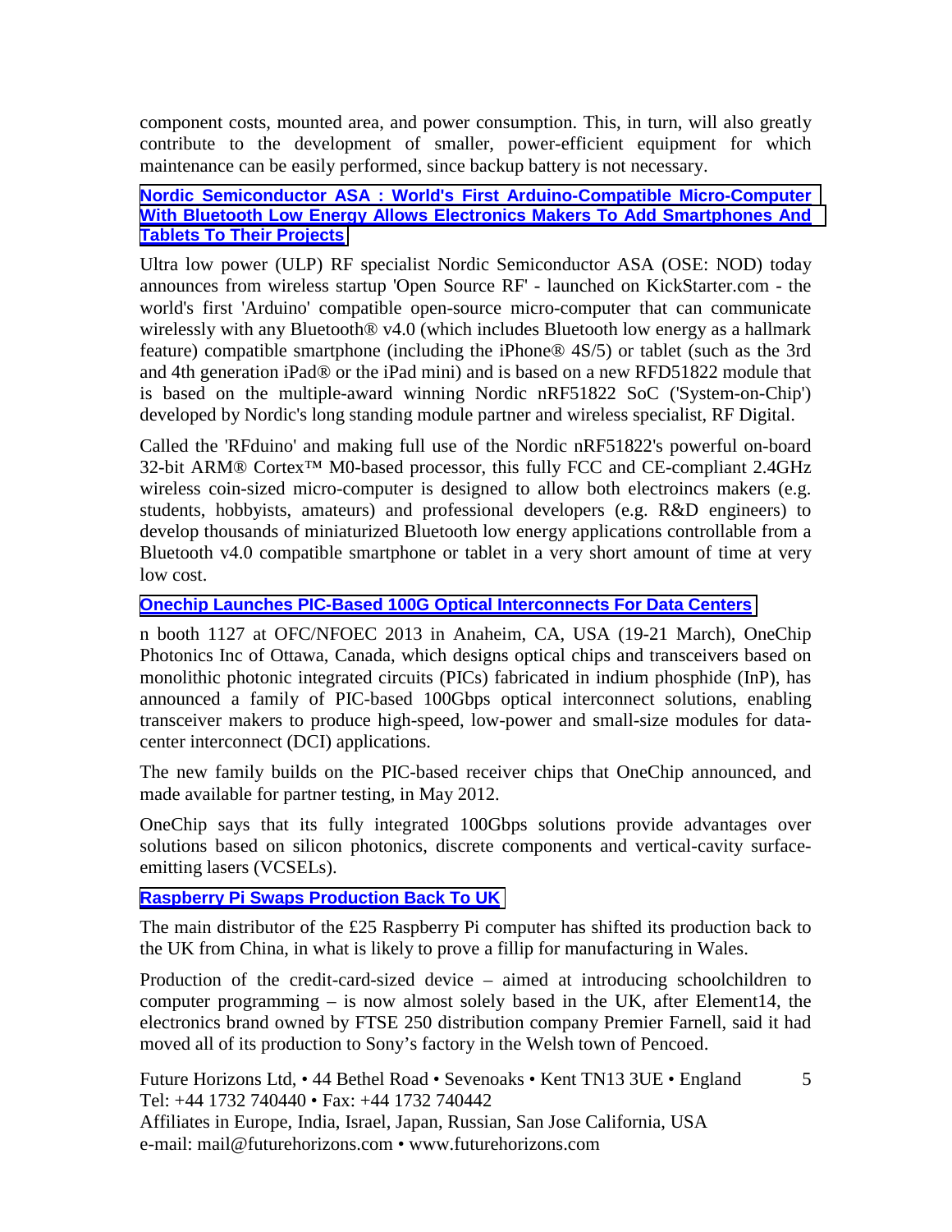component costs, mounted area, and power consumption. This, in turn, will also greatly contribute to the development of smaller, power-efficient equipment for which maintenance can be easily performed, since backup battery is not necessary.

**Nordic Semiconductor ASA : World's First Arduino-Compatible Micro-Computer With Bluetooth Low Energy Allows Electronics Makers To Add Smartphones And Tablets To Their Projects**

Ultra low power (ULP) RF specialist Nordic Semiconductor ASA (OSE: NOD) today announces from wireless startup 'Open Source RF' - launched on KickStarter.com - the world's first 'Arduino' compatible open-source micro-computer that can communicate wirelessly with any Bluetooth® v4.0 (which includes Bluetooth low energy as a hallmark feature) compatible smartphone (including the iPhone® 4S/5) or tablet (such as the 3rd and 4th generation iPad® or the iPad mini) and is based on a new RFD51822 module that is based on the multiple-award winning Nordic nRF51822 SoC ('System-on-Chip') developed by Nordic's long standing module partner and wireless specialist, RF Digital.

Called the 'RFduino' and making full use of the Nordic nRF51822's powerful on-board 32-bit ARM® Cortex™ M0-based processor, this fully FCC and CE-compliant 2.4GHz wireless coin-sized micro-computer is designed to allow both electroincs makers (e.g. students, hobbyists, amateurs) and professional developers (e.g. R&D engineers) to develop thousands of miniaturized Bluetooth low energy applications controllable from a Bluetooth v4.0 compatible smartphone or tablet in a very short amount of time at very low cost.

**Onechip Launches PIC-Based 100G Optical Interconnects For Data Centers**

n booth 1127 at OFC/NFOEC 2013 in Anaheim, CA, USA (19-21 March), OneChip Photonics Inc of Ottawa, Canada, which designs optical chips and transceivers based on monolithic photonic integrated circuits (PICs) fabricated in indium phosphide (InP), has announced a family of PIC-based 100Gbps optical interconnect solutions, enabling transceiver makers to produce high-speed, low-power and small-size modules for data-center interconnect (DCI) applications.

The new family builds on the PIC-based receiver chips that OneChip announced, and made available for partner testing, in May 2012.

OneChip says that its fully integrated 100Gbps solutions provide advantages over solutions based on silicon photonics, discrete components and vertical-cavity surface-emitting lasers (VCSELs).

**Raspberry Pi Swaps Production Back To UK**

The main distributor of the £25 Raspberry Pi computer has shifted its production back to the UK from China, in what is likely to prove a fillip for manufacturing in Wales.

Production of the credit-card-sized device – aimed at introducing schoolchildren to computer programming – is now almost solely based in the UK, after Element14, the electronics brand owned by FTSE 250 distribution company Premier Farnell, said it had moved all of its production to Sony's factory in the Welsh town of Pencoed.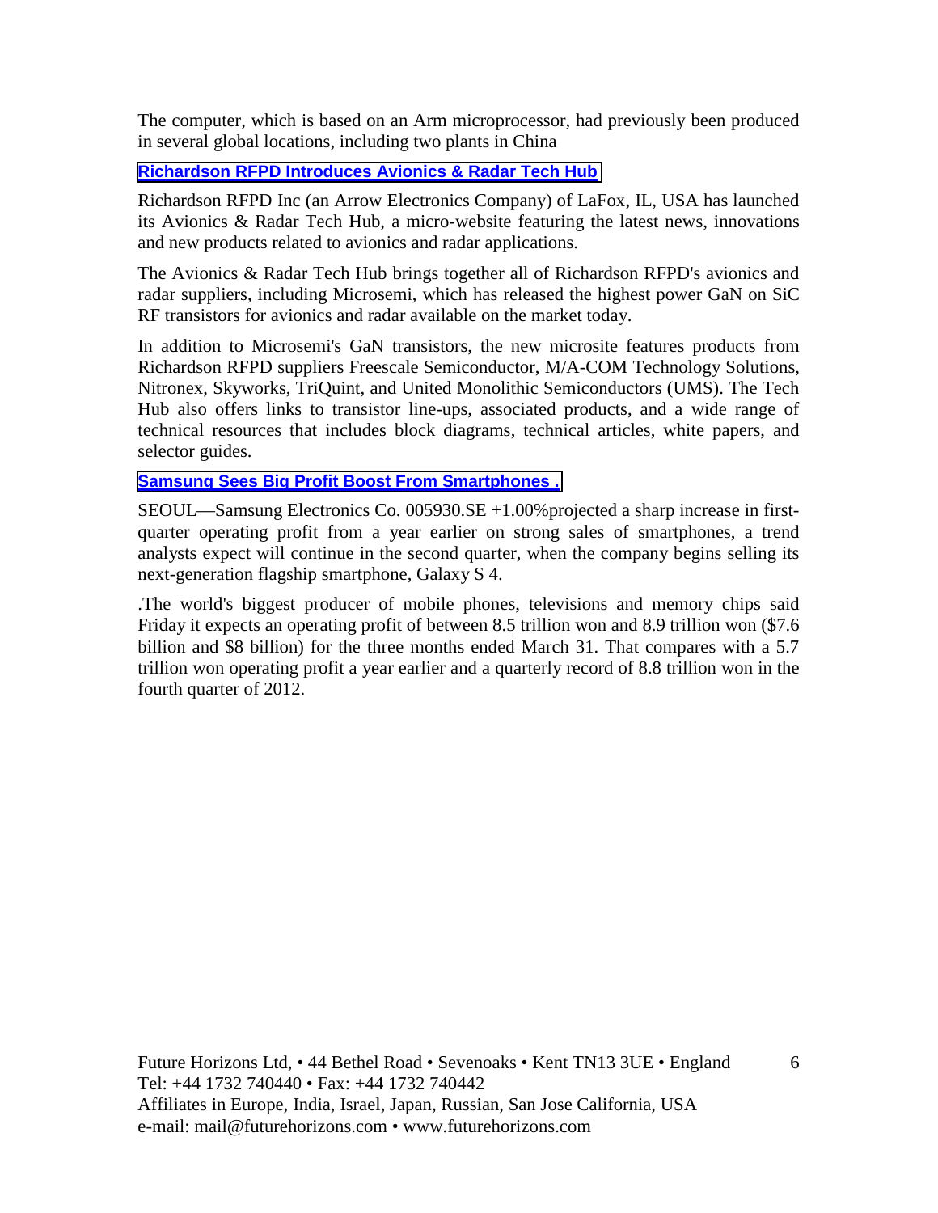The computer, which is based on an Arm microprocessor, had previously been produced in several global locations, including two plants in China

**Richardson RFPD Introduces Avionics & Radar Tech Hub**

Richardson RFPD Inc (an Arrow Electronics Company) of LaFox, IL, USA has launched its Avionics & Radar Tech Hub, a micro-website featuring the latest news, innovations and new products related to avionics and radar applications.

The Avionics & Radar Tech Hub brings together all of Richardson RFPD's avionics and radar suppliers, including Microsemi, which has released the highest power GaN on SiC RF transistors for avionics and radar available on the market today.

In addition to Microsemi's GaN transistors, the new microsite features products from Richardson RFPD suppliers Freescale Semiconductor, M/A-COM Technology Solutions, Nitronex, Skyworks, TriQuint, and United Monolithic Semiconductors (UMS). The Tech Hub also offers links to transistor line-ups, associated products, and a wide range of technical resources that includes block diagrams, technical articles, white papers, and selector guides.

**Samsung Sees Big Profit Boost From Smartphones .**

SEOUL—Samsung Electronics Co. 005930.SE +1.00%projected a sharp increase in first-quarter operating profit from a year earlier on strong sales of smartphones, a trend analysts expect will continue in the second quarter, when the company begins selling its next-generation flagship smartphone, Galaxy S 4.

.The world's biggest producer of mobile phones, televisions and memory chips said Friday it expects an operating profit of between 8.5 trillion won and 8.9 trillion won ($7.6 billion and $8 billion) for the three months ended March 31. That compares with a 5.7 trillion won operating profit a year earlier and a quarterly record of 8.8 trillion won in the fourth quarter of 2012.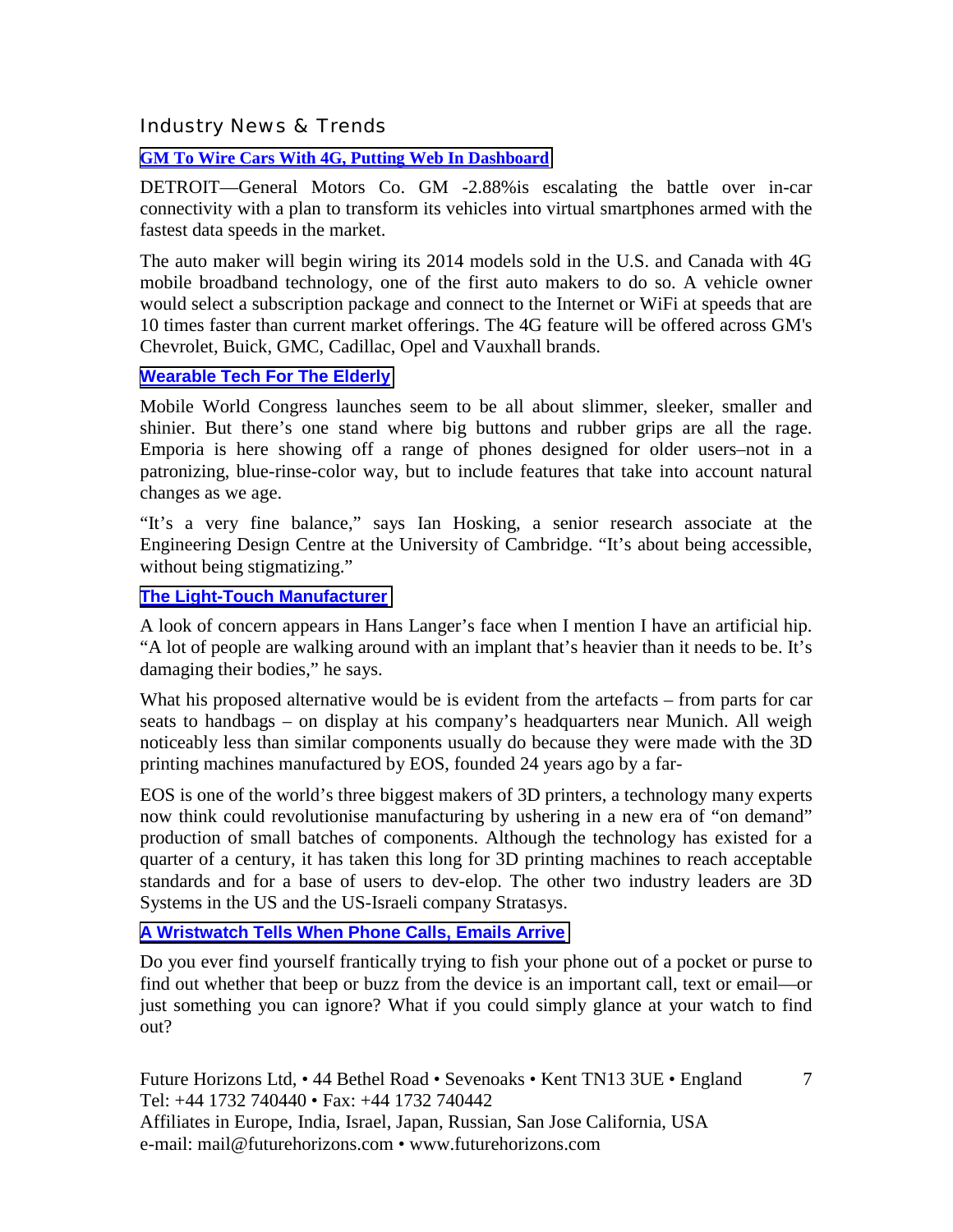## Industry News & Trends

### GM To Wire Cars With 4G, Putting Web In Dashboard

DETROIT—General Motors Co. GM -2.88%is escalating the battle over in-car connectivity with a plan to transform its vehicles into virtual smartphones armed with the fastest data speeds in the market.

The auto maker will begin wiring its 2014 models sold in the U.S. and Canada with 4G mobile broadband technology, one of the first auto makers to do so. A vehicle owner would select a subscription package and connect to the Internet or WiFi at speeds that are 10 times faster than current market offerings. The 4G feature will be offered across GM's Chevrolet, Buick, GMC, Cadillac, Opel and Vauxhall brands.

### Wearable Tech For The Elderly

Mobile World Congress launches seem to be all about slimmer, sleeker, smaller and shinier. But there's one stand where big buttons and rubber grips are all the rage. Emporia is here showing off a range of phones designed for older users–not in a patronizing, blue-rinse-color way, but to include features that take into account natural changes as we age.

"It's a very fine balance," says Ian Hosking, a senior research associate at the Engineering Design Centre at the University of Cambridge. "It's about being accessible, without being stigmatizing."

### The Light-Touch Manufacturer

A look of concern appears in Hans Langer's face when I mention I have an artificial hip. "A lot of people are walking around with an implant that's heavier than it needs to be. It's damaging their bodies," he says.

What his proposed alternative would be is evident from the artefacts – from parts for car seats to handbags – on display at his company's headquarters near Munich. All weigh noticeably less than similar components usually do because they were made with the 3D printing machines manufactured by EOS, founded 24 years ago by a far-

EOS is one of the world's three biggest makers of 3D printers, a technology many experts now think could revolutionise manufacturing by ushering in a new era of "on demand" production of small batches of components. Although the technology has existed for a quarter of a century, it has taken this long for 3D printing machines to reach acceptable standards and for a base of users to dev-elop. The other two industry leaders are 3D Systems in the US and the US-Israeli company Stratasys.

### A Wristwatch Tells When Phone Calls, Emails Arrive

Do you ever find yourself frantically trying to fish your phone out of a pocket or purse to find out whether that beep or buzz from the device is an important call, text or email—or just something you can ignore? What if you could simply glance at your watch to find out?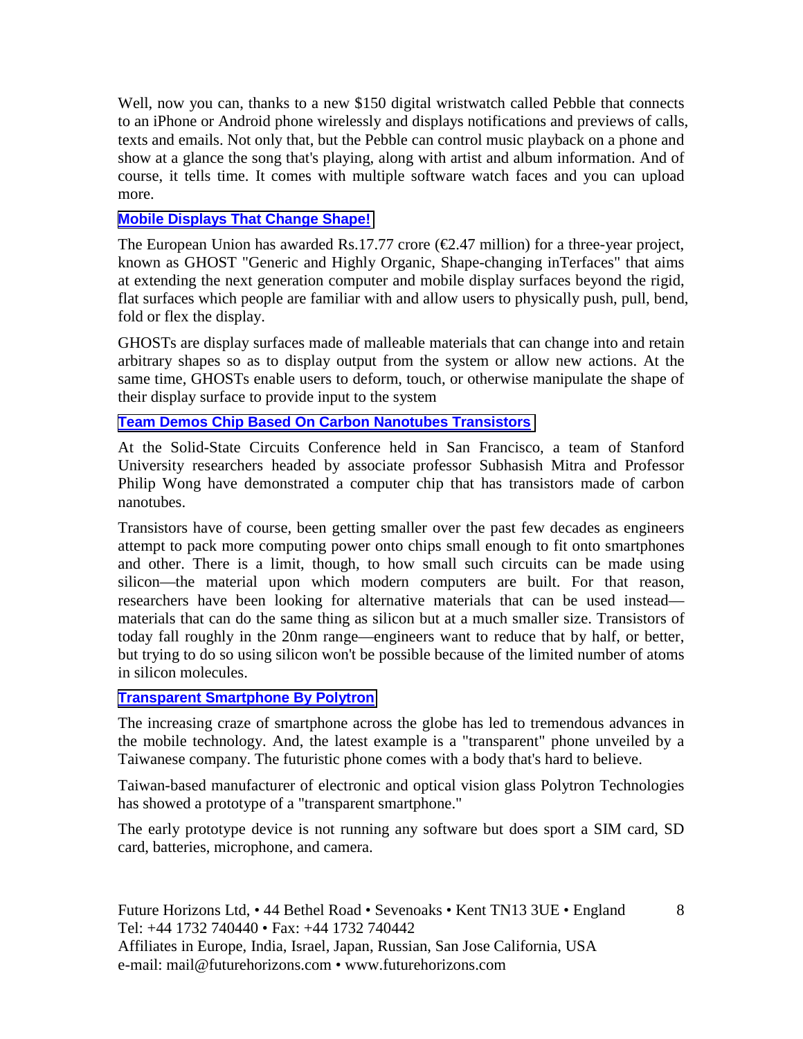Well, now you can, thanks to a new $150 digital wristwatch called Pebble that connects to an iPhone or Android phone wirelessly and displays notifications and previews of calls, texts and emails. Not only that, but the Pebble can control music playback on a phone and show at a glance the song that's playing, along with artist and album information. And of course, it tells time. It comes with multiple software watch faces and you can upload more.

## Mobile Displays That Change Shape!

The European Union has awarded Rs.17.77 crore (€2.47 million) for a three-year project, known as GHOST "Generic and Highly Organic, Shape-changing inTerfaces" that aims at extending the next generation computer and mobile display surfaces beyond the rigid, flat surfaces which people are familiar with and allow users to physically push, pull, bend, fold or flex the display.

GHOSTs are display surfaces made of malleable materials that can change into and retain arbitrary shapes so as to display output from the system or allow new actions. At the same time, GHOSTs enable users to deform, touch, or otherwise manipulate the shape of their display surface to provide input to the system

## Team Demos Chip Based On Carbon Nanotubes Transistors

At the Solid-State Circuits Conference held in San Francisco, a team of Stanford University researchers headed by associate professor Subhasish Mitra and Professor Philip Wong have demonstrated a computer chip that has transistors made of carbon nanotubes.

Transistors have of course, been getting smaller over the past few decades as engineers attempt to pack more computing power onto chips small enough to fit onto smartphones and other. There is a limit, though, to how small such circuits can be made using silicon—the material upon which modern computers are built. For that reason, researchers have been looking for alternative materials that can be used instead—materials that can do the same thing as silicon but at a much smaller size. Transistors of today fall roughly in the 20nm range—engineers want to reduce that by half, or better, but trying to do so using silicon won't be possible because of the limited number of atoms in silicon molecules.

## Transparent Smartphone By Polytron

The increasing craze of smartphone across the globe has led to tremendous advances in the mobile technology. And, the latest example is a "transparent" phone unveiled by a Taiwanese company. The futuristic phone comes with a body that's hard to believe.

Taiwan-based manufacturer of electronic and optical vision glass Polytron Technologies has showed a prototype of a "transparent smartphone."

The early prototype device is not running any software but does sport a SIM card, SD card, batteries, microphone, and camera.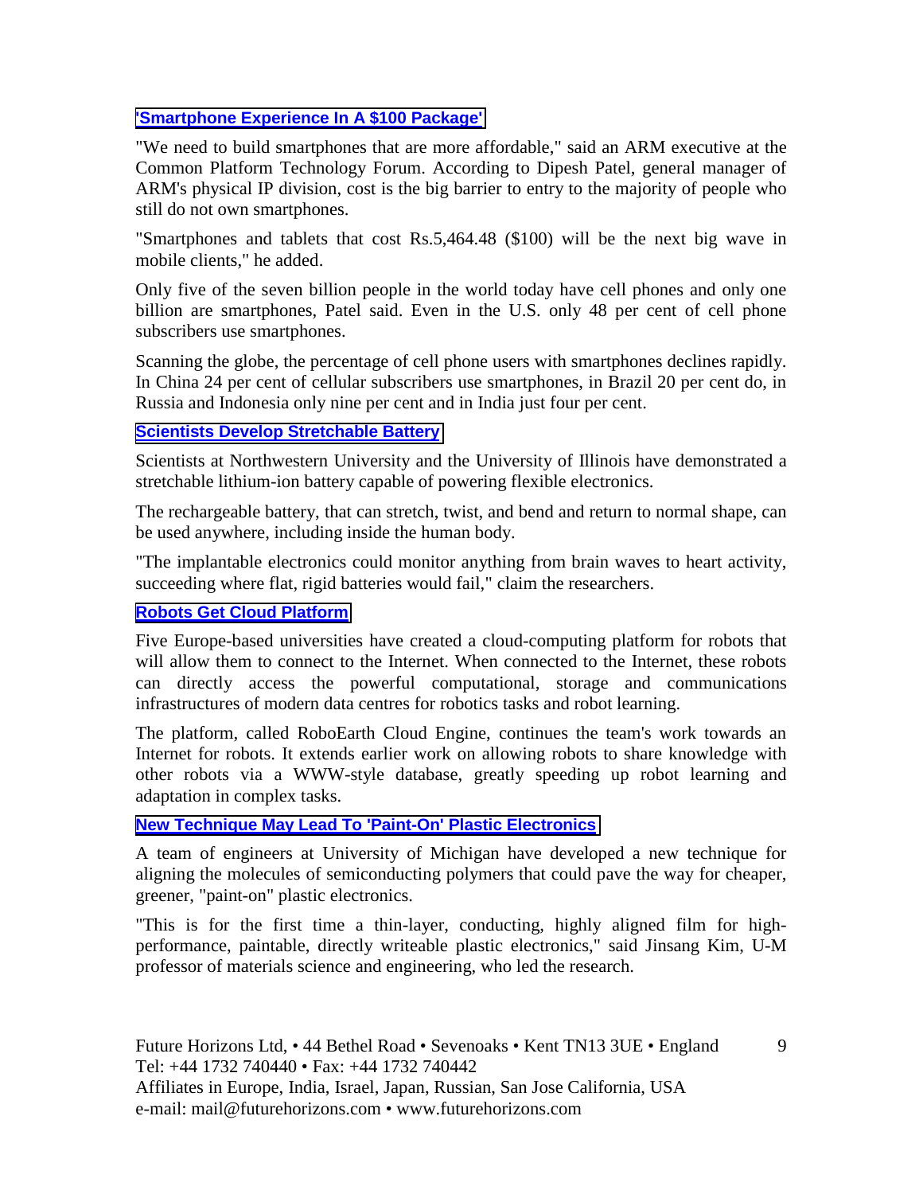### 'Smartphone Experience In A $100 Package'

"We need to build smartphones that are more affordable," said an ARM executive at the Common Platform Technology Forum. According to Dipesh Patel, general manager of ARM's physical IP division, cost is the big barrier to entry to the majority of people who still do not own smartphones.

"Smartphones and tablets that cost Rs.5,464.48 ($100) will be the next big wave in mobile clients," he added.

Only five of the seven billion people in the world today have cell phones and only one billion are smartphones, Patel said. Even in the U.S. only 48 per cent of cell phone subscribers use smartphones.

Scanning the globe, the percentage of cell phone users with smartphones declines rapidly. In China 24 per cent of cellular subscribers use smartphones, in Brazil 20 per cent do, in Russia and Indonesia only nine per cent and in India just four per cent.

### Scientists Develop Stretchable Battery

Scientists at Northwestern University and the University of Illinois have demonstrated a stretchable lithium-ion battery capable of powering flexible electronics.

The rechargeable battery, that can stretch, twist, and bend and return to normal shape, can be used anywhere, including inside the human body.

"The implantable electronics could monitor anything from brain waves to heart activity, succeeding where flat, rigid batteries would fail," claim the researchers.

### Robots Get Cloud Platform

Five Europe-based universities have created a cloud-computing platform for robots that will allow them to connect to the Internet. When connected to the Internet, these robots can directly access the powerful computational, storage and communications infrastructures of modern data centres for robotics tasks and robot learning.

The platform, called RoboEarth Cloud Engine, continues the team's work towards an Internet for robots. It extends earlier work on allowing robots to share knowledge with other robots via a WWW-style database, greatly speeding up robot learning and adaptation in complex tasks.

### New Technique May Lead To 'Paint-On' Plastic Electronics

A team of engineers at University of Michigan have developed a new technique for aligning the molecules of semiconducting polymers that could pave the way for cheaper, greener, "paint-on" plastic electronics.

"This is for the first time a thin-layer, conducting, highly aligned film for high-performance, paintable, directly writeable plastic electronics," said Jinsang Kim, U-M professor of materials science and engineering, who led the research.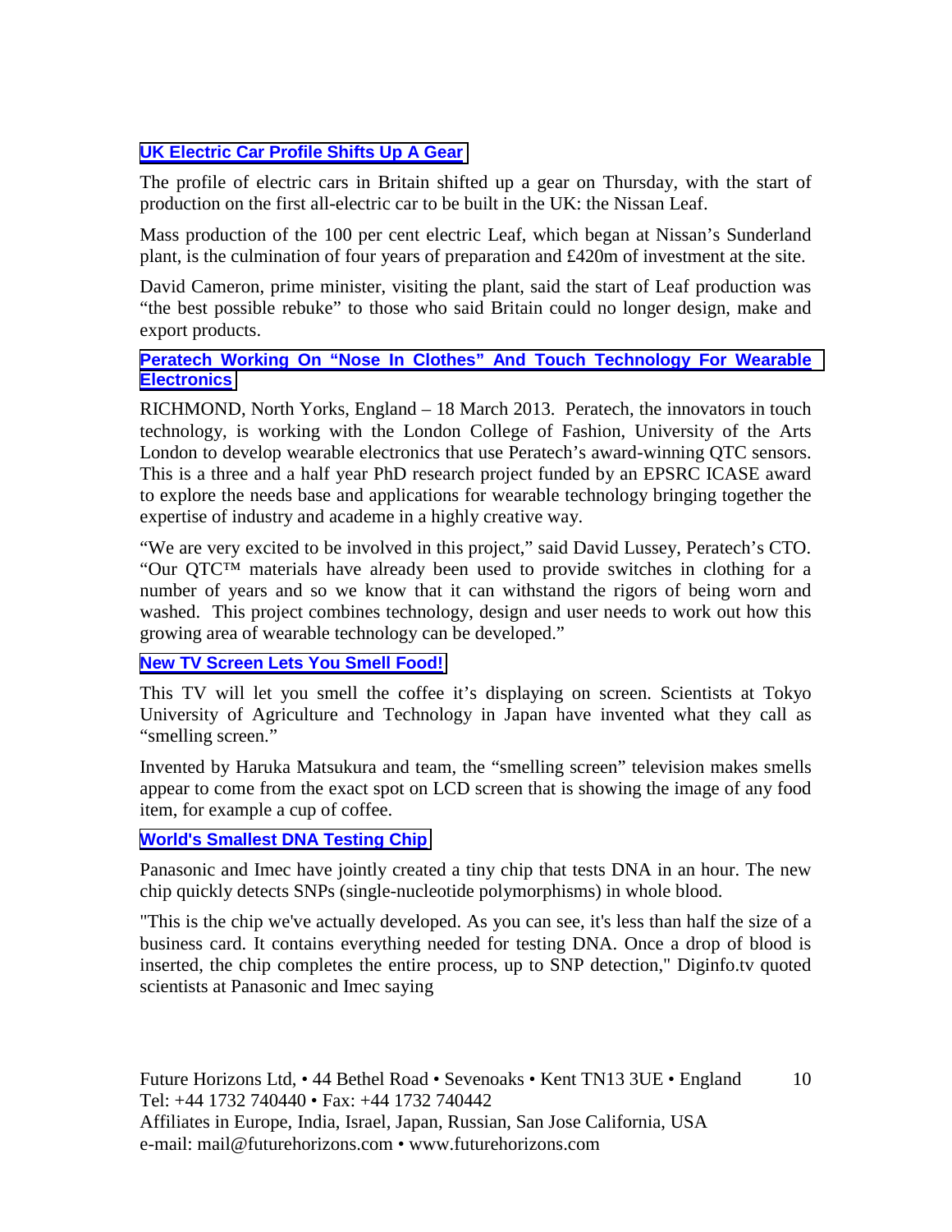### UK Electric Car Profile Shifts Up A Gear

The profile of electric cars in Britain shifted up a gear on Thursday, with the start of production on the first all-electric car to be built in the UK: the Nissan Leaf.

Mass production of the 100 per cent electric Leaf, which began at Nissan's Sunderland plant, is the culmination of four years of preparation and £420m of investment at the site.

David Cameron, prime minister, visiting the plant, said the start of Leaf production was "the best possible rebuke" to those who said Britain could no longer design, make and export products.

### Peratech Working On "Nose In Clothes" And Touch Technology For Wearable Electronics

RICHMOND, North Yorks, England – 18 March 2013. Peratech, the innovators in touch technology, is working with the London College of Fashion, University of the Arts London to develop wearable electronics that use Peratech's award-winning QTC sensors. This is a three and a half year PhD research project funded by an EPSRC ICASE award to explore the needs base and applications for wearable technology bringing together the expertise of industry and academe in a highly creative way.

"We are very excited to be involved in this project," said David Lussey, Peratech's CTO. "Our QTC™ materials have already been used to provide switches in clothing for a number of years and so we know that it can withstand the rigors of being worn and washed. This project combines technology, design and user needs to work out how this growing area of wearable technology can be developed."

### New TV Screen Lets You Smell Food!

This TV will let you smell the coffee it's displaying on screen. Scientists at Tokyo University of Agriculture and Technology in Japan have invented what they call as "smelling screen."

Invented by Haruka Matsukura and team, the "smelling screen" television makes smells appear to come from the exact spot on LCD screen that is showing the image of any food item, for example a cup of coffee.

### World's Smallest DNA Testing Chip

Panasonic and Imec have jointly created a tiny chip that tests DNA in an hour. The new chip quickly detects SNPs (single-nucleotide polymorphisms) in whole blood.

"This is the chip we've actually developed. As you can see, it's less than half the size of a business card. It contains everything needed for testing DNA. Once a drop of blood is inserted, the chip completes the entire process, up to SNP detection," Diginfo.tv quoted scientists at Panasonic and Imec saying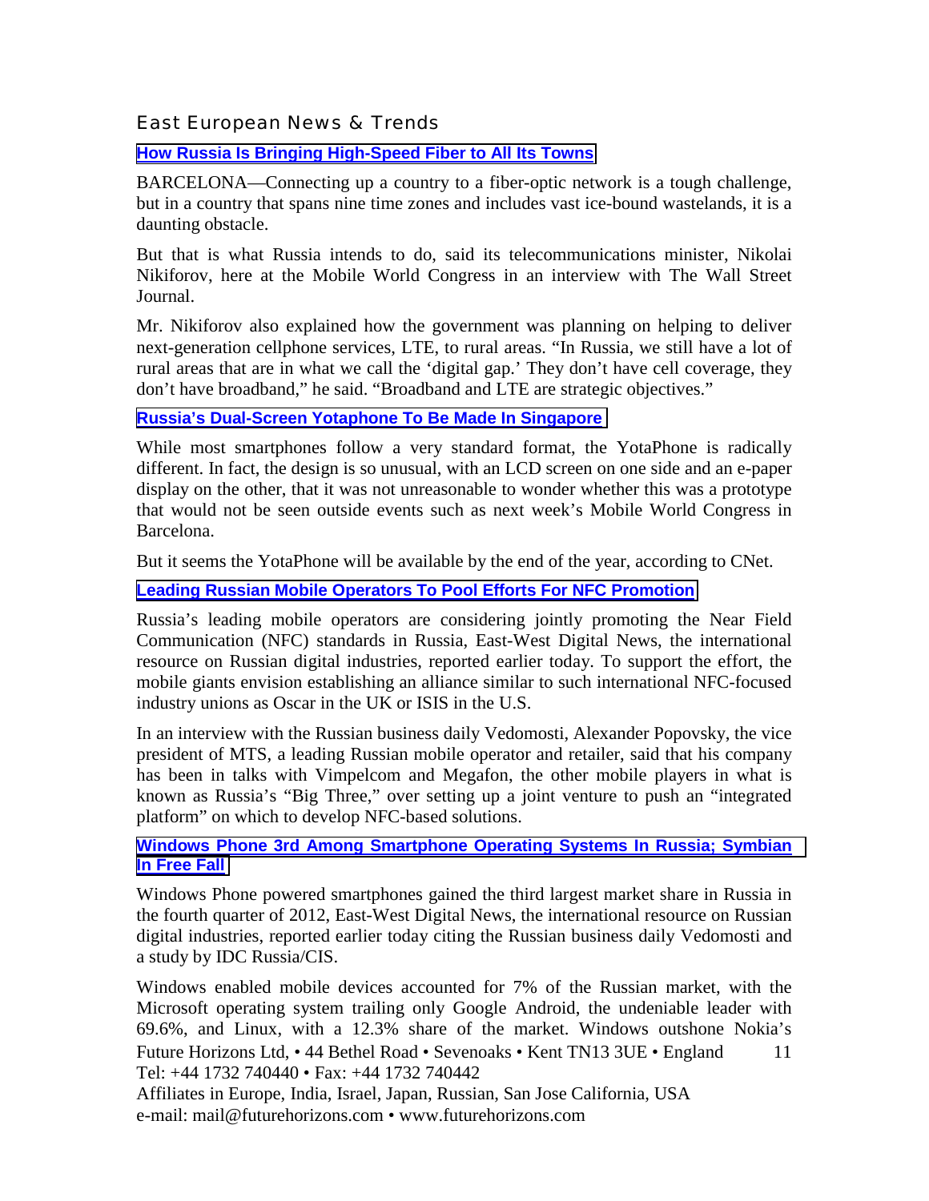## East European News & Trends

### [How Russia Is Bringing High-Speed Fiber to All Its Towns]

BARCELONA—Connecting up a country to a fiber-optic network is a tough challenge, but in a country that spans nine time zones and includes vast ice-bound wastelands, it is a daunting obstacle.

But that is what Russia intends to do, said its telecommunications minister, Nikolai Nikiforov, here at the Mobile World Congress in an interview with The Wall Street Journal.

Mr. Nikiforov also explained how the government was planning on helping to deliver next-generation cellphone services, LTE, to rural areas. "In Russia, we still have a lot of rural areas that are in what we call the 'digital gap.' They don't have cell coverage, they don't have broadband," he said. "Broadband and LTE are strategic objectives."

### [Russia's Dual-Screen Yotaphone To Be Made In Singapore]

While most smartphones follow a very standard format, the YotaPhone is radically different. In fact, the design is so unusual, with an LCD screen on one side and an e-paper display on the other, that it was not unreasonable to wonder whether this was a prototype that would not be seen outside events such as next week's Mobile World Congress in Barcelona.

But it seems the YotaPhone will be available by the end of the year, according to CNet.

### [Leading Russian Mobile Operators To Pool Efforts For NFC Promotion]

Russia's leading mobile operators are considering jointly promoting the Near Field Communication (NFC) standards in Russia, East-West Digital News, the international resource on Russian digital industries, reported earlier today. To support the effort, the mobile giants envision establishing an alliance similar to such international NFC-focused industry unions as Oscar in the UK or ISIS in the U.S.

In an interview with the Russian business daily Vedomosti, Alexander Popovsky, the vice president of MTS, a leading Russian mobile operator and retailer, said that his company has been in talks with Vimpelcom and Megafon, the other mobile players in what is known as Russia's "Big Three," over setting up a joint venture to push an "integrated platform" on which to develop NFC-based solutions.

### [Windows Phone 3rd Among Smartphone Operating Systems In Russia; Symbian In Free Fall]

Windows Phone powered smartphones gained the third largest market share in Russia in the fourth quarter of 2012, East-West Digital News, the international resource on Russian digital industries, reported earlier today citing the Russian business daily Vedomosti and a study by IDC Russia/CIS.

Windows enabled mobile devices accounted for 7% of the Russian market, with the Microsoft operating system trailing only Google Android, the undeniable leader with 69.6%, and Linux, with a 12.3% share of the market. Windows outshone Nokia's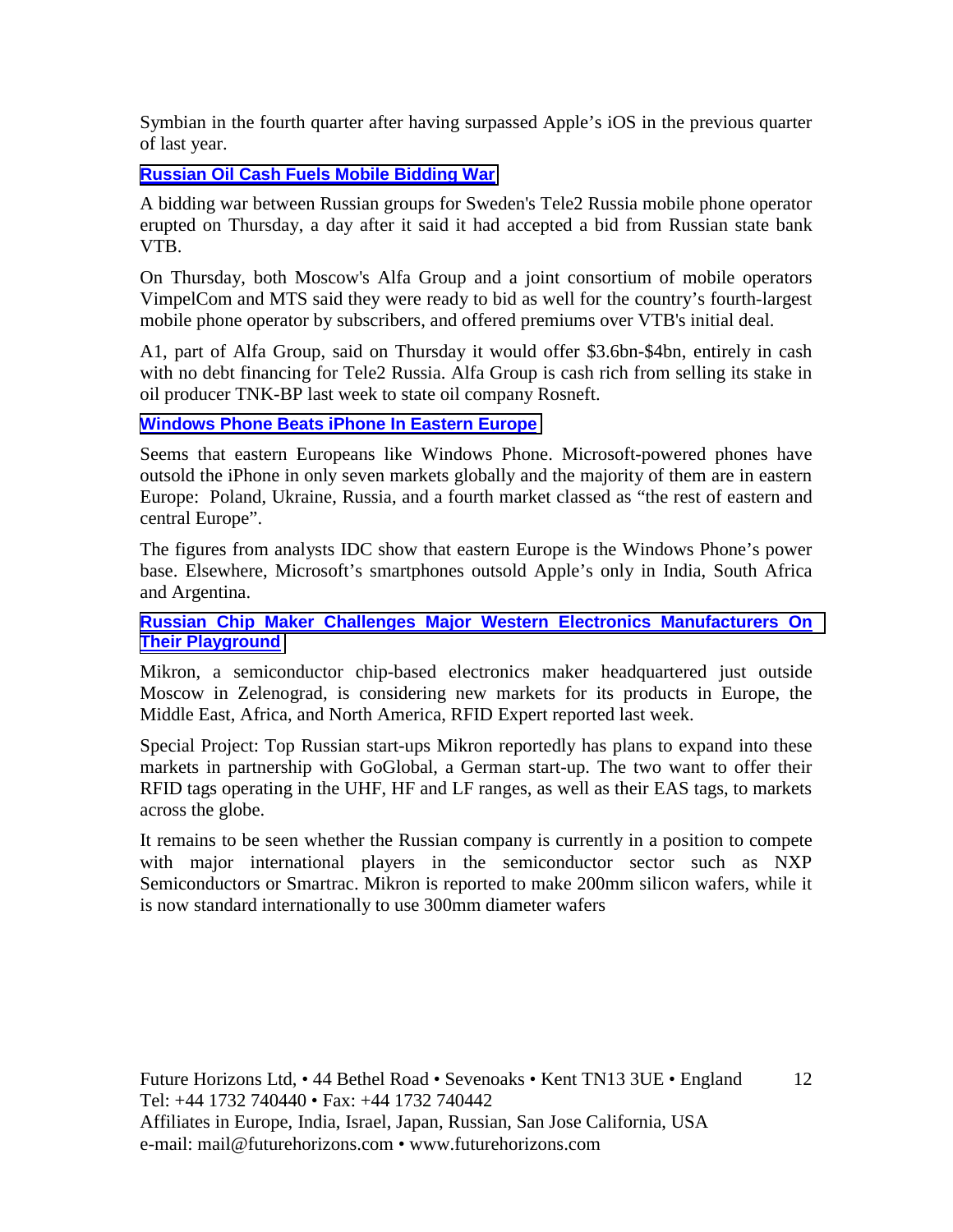Symbian in the fourth quarter after having surpassed Apple's iOS in the previous quarter of last year.

### Russian Oil Cash Fuels Mobile Bidding War

A bidding war between Russian groups for Sweden's Tele2 Russia mobile phone operator erupted on Thursday, a day after it said it had accepted a bid from Russian state bank VTB.

On Thursday, both Moscow's Alfa Group and a joint consortium of mobile operators VimpelCom and MTS said they were ready to bid as well for the country's fourth-largest mobile phone operator by subscribers, and offered premiums over VTB's initial deal.

A1, part of Alfa Group, said on Thursday it would offer $3.6bn-$4bn, entirely in cash with no debt financing for Tele2 Russia. Alfa Group is cash rich from selling its stake in oil producer TNK-BP last week to state oil company Rosneft.

### Windows Phone Beats iPhone In Eastern Europe

Seems that eastern Europeans like Windows Phone. Microsoft-powered phones have outsold the iPhone in only seven markets globally and the majority of them are in eastern Europe: Poland, Ukraine, Russia, and a fourth market classed as "the rest of eastern and central Europe".

The figures from analysts IDC show that eastern Europe is the Windows Phone's power base. Elsewhere, Microsoft's smartphones outsold Apple's only in India, South Africa and Argentina.

### Russian Chip Maker Challenges Major Western Electronics Manufacturers On Their Playground

Mikron, a semiconductor chip-based electronics maker headquartered just outside Moscow in Zelenograd, is considering new markets for its products in Europe, the Middle East, Africa, and North America, RFID Expert reported last week.

Special Project: Top Russian start-ups Mikron reportedly has plans to expand into these markets in partnership with GoGlobal, a German start-up. The two want to offer their RFID tags operating in the UHF, HF and LF ranges, as well as their EAS tags, to markets across the globe.

It remains to be seen whether the Russian company is currently in a position to compete with major international players in the semiconductor sector such as NXP Semiconductors or Smartrac. Mikron is reported to make 200mm silicon wafers, while it is now standard internationally to use 300mm diameter wafers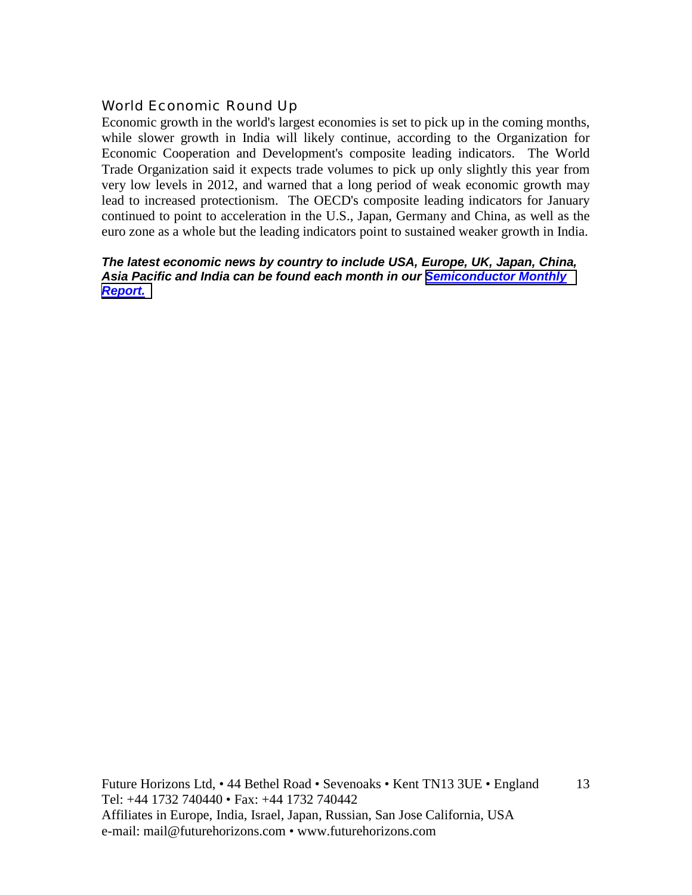## World Economic Round Up

Economic growth in the world's largest economies is set to pick up in the coming months, while slower growth in India will likely continue, according to the Organization for Economic Cooperation and Development's composite leading indicators. The World Trade Organization said it expects trade volumes to pick up only slightly this year from very low levels in 2012, and warned that a long period of weak economic growth may lead to increased protectionism. The OECD's composite leading indicators for January continued to point to acceleration in the U.S., Japan, Germany and China, as well as the euro zone as a whole but the leading indicators point to sustained weaker growth in India.

***The latest economic news by country to include USA, Europe, UK, Japan, China, Asia Pacific and India can be found each month in our Semiconductor Monthly Report.***

Future Horizons Ltd, • 44 Bethel Road • Sevenoaks • Kent TN13 3UE • England
Tel: +44 1732 740440 • Fax: +44 1732 740442
Affiliates in Europe, India, Israel, Japan, Russian, San Jose California, USA
e-mail: mail@futurehorizons.com • www.futurehorizons.com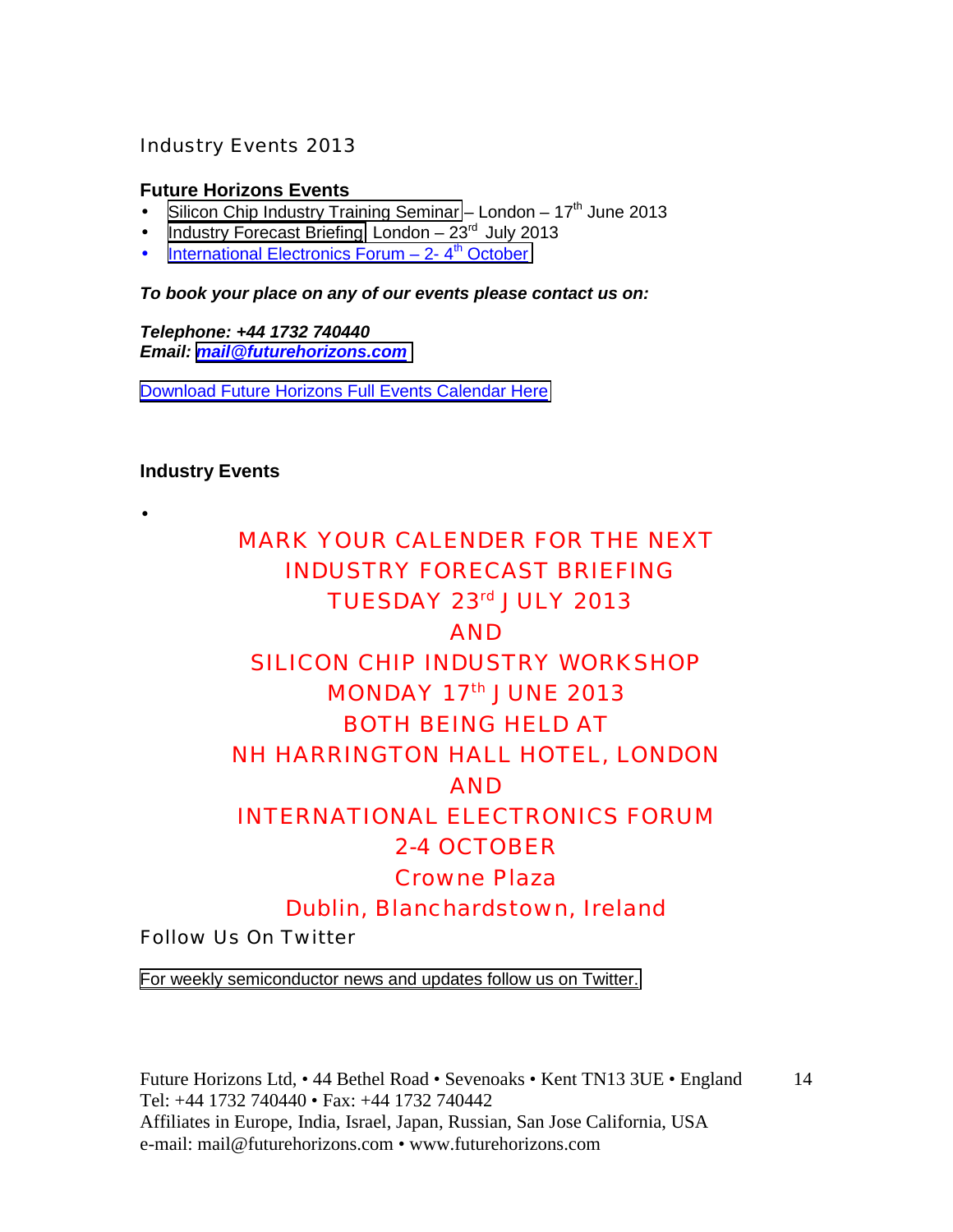## Industry Events 2013

### Future Horizons Events

- Silicon Chip Industry Training Seminar – London – 17th June 2013
- Industry Forecast Briefing London – 23rd July 2013
- International Electronics Forum – 2- 4th October

***To book your place on any of our events please contact us on:***

***Telephone: +44 1732 740440***
***Email: mail@futurehorizons.com***

Download Future Horizons Full Events Calendar Here

### Industry Events

- 

MARK YOUR CALENDER FOR THE NEXT
INDUSTRY FORECAST BRIEFING
TUESDAY 23rd JULY 2013
AND
SILICON CHIP INDUSTRY WORKSHOP
MONDAY 17th JUNE 2013
BOTH BEING HELD AT
NH HARRINGTON HALL HOTEL, LONDON
AND
INTERNATIONAL ELECTRONICS FORUM
2-4 OCTOBER
Crowne Plaza
Dublin, Blanchardstown, Ireland

## Follow Us On Twitter

For weekly semiconductor news and updates follow us on Twitter.